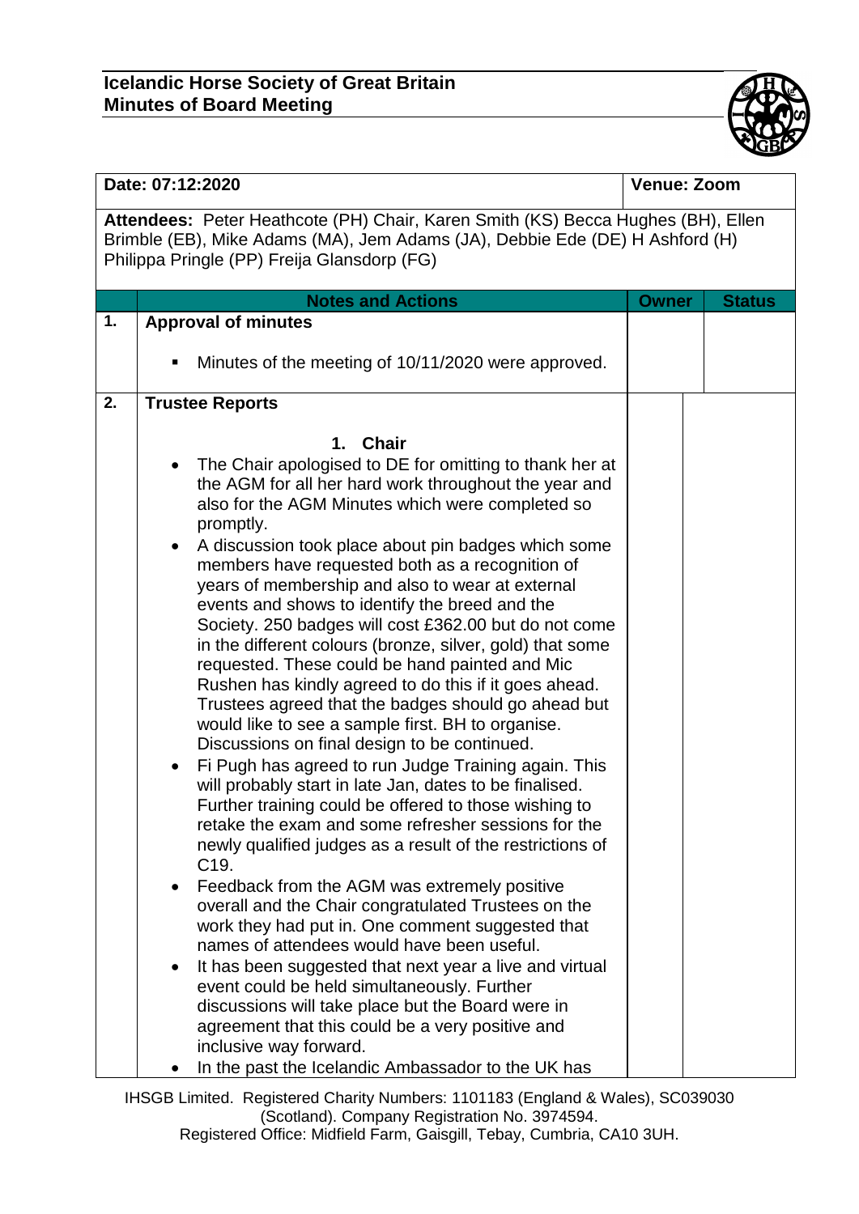# Icelandic Horse Society of Great Britain
## Minutes of Board Meeting

| Date: 07:12:2020 | Venue: Zoom |
|---|---|

**Attendees:** Peter Heathcote (PH) Chair, Karen Smith (KS) Becca Hughes (BH), Ellen Brimble (EB), Mike Adams (MA), Jem Adams (JA), Debbie Ede (DE) H Ashford (H) Philippa Pringle (PP) Freija Glansdorp (FG)

| | Notes and Actions | Owner | Status |
|---|---|---|---|
| 1. | **Approval of minutes**<br><br>▪ Minutes of the meeting of 10/11/2020 were approved. | | |
| 2. | **Trustee Reports**<br><br>**1. Chair**<br>• The Chair apologised to DE for omitting to thank her at the AGM for all her hard work throughout the year and also for the AGM Minutes which were completed so promptly.<br>• A discussion took place about pin badges which some members have requested both as a recognition of years of membership and also to wear at external events and shows to identify the breed and the Society. 250 badges will cost £362.00 but do not come in the different colours (bronze, silver, gold) that some requested. These could be hand painted and Mic Rushen has kindly agreed to do this if it goes ahead. Trustees agreed that the badges should go ahead but would like to see a sample first. BH to organise. Discussions on final design to be continued.<br>• Fi Pugh has agreed to run Judge Training again. This will probably start in late Jan, dates to be finalised. Further training could be offered to those wishing to retake the exam and some refresher sessions for the newly qualified judges as a result of the restrictions of C19.<br>• Feedback from the AGM was extremely positive overall and the Chair congratulated Trustees on the work they had put in. One comment suggested that names of attendees would have been useful.<br>• It has been suggested that next year a live and virtual event could be held simultaneously. Further discussions will take place but the Board were in agreement that this could be a very positive and inclusive way forward.<br>• In the past the Icelandic Ambassador to the UK has | | |

IHSGB Limited. Registered Charity Numbers: 1101183 (England & Wales), SC039030 (Scotland). Company Registration No. 3974594.
Registered Office: Midfield Farm, Gaisgill, Tebay, Cumbria, CA10 3UH.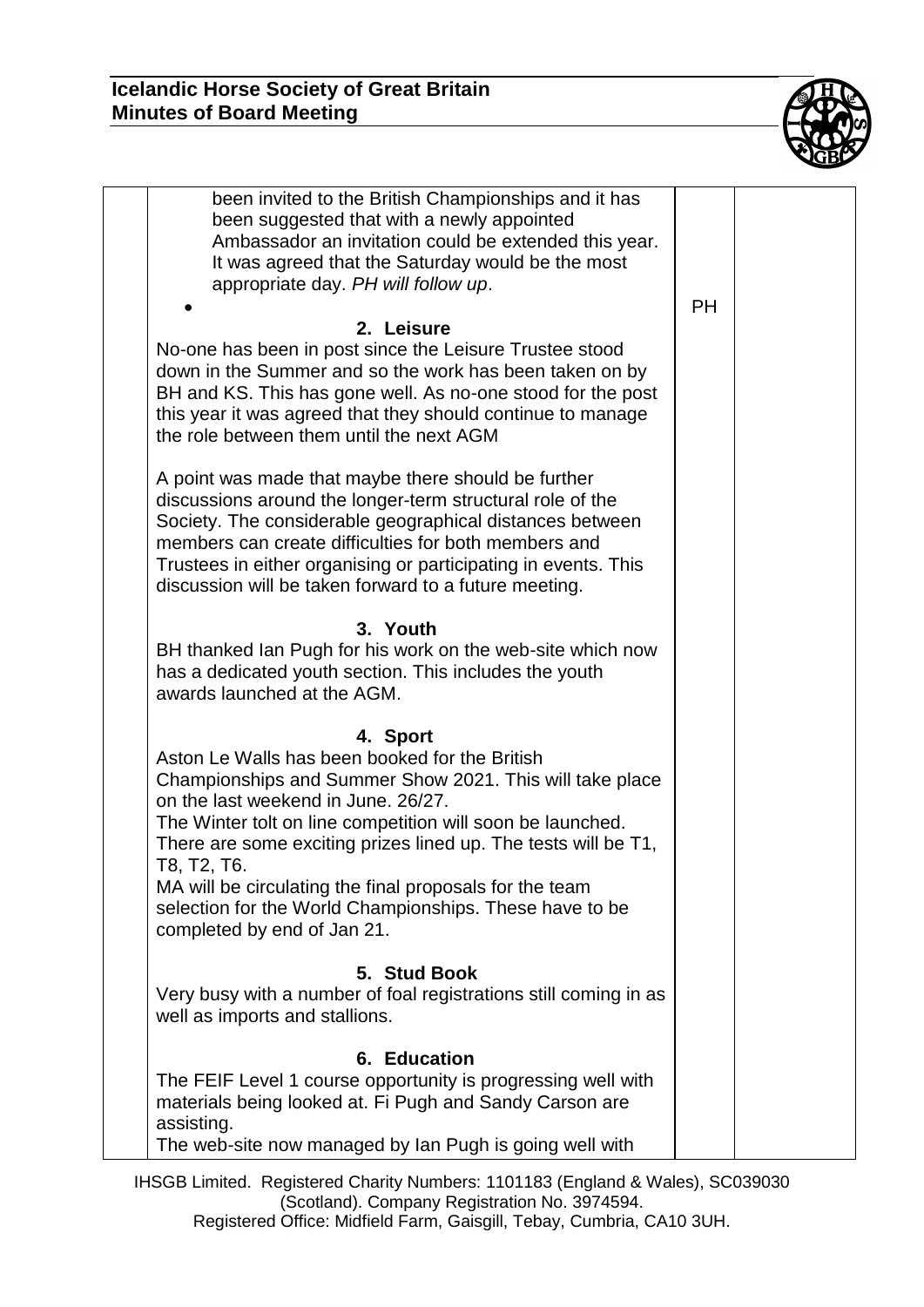| | | | |
|---|---|---|---|
| | been invited to the British Championships and it has been suggested that with a newly appointed Ambassador an invitation could be extended this year. It was agreed that the Saturday would be the most appropriate day. *PH will follow up*. | PH | |
| | **2. Leisure**<br>No-one has been in post since the Leisure Trustee stood down in the Summer and so the work has been taken on by BH and KS. This has gone well. As no-one stood for the post this year it was agreed that they should continue to manage the role between them until the next AGM<br><br>A point was made that maybe there should be further discussions around the longer-term structural role of the Society. The considerable geographical distances between members can create difficulties for both members and Trustees in either organising or participating in events. This discussion will be taken forward to a future meeting. | | |
| | **3. Youth**<br>BH thanked Ian Pugh for his work on the web-site which now has a dedicated youth section. This includes the youth awards launched at the AGM. | | |
| | **4. Sport**<br>Aston Le Walls has been booked for the British Championships and Summer Show 2021. This will take place on the last weekend in June. 26/27.<br>The Winter tolt on line competition will soon be launched. There are some exciting prizes lined up. The tests will be T1, T8, T2, T6.<br>MA will be circulating the final proposals for the team selection for the World Championships. These have to be completed by end of Jan 21. | | |
| | **5. Stud Book**<br>Very busy with a number of foal registrations still coming in as well as imports and stallions. | | |
| | **6. Education**<br>The FEIF Level 1 course opportunity is progressing well with materials being looked at. Fi Pugh and Sandy Carson are assisting.<br>The web-site now managed by Ian Pugh is going well with | | |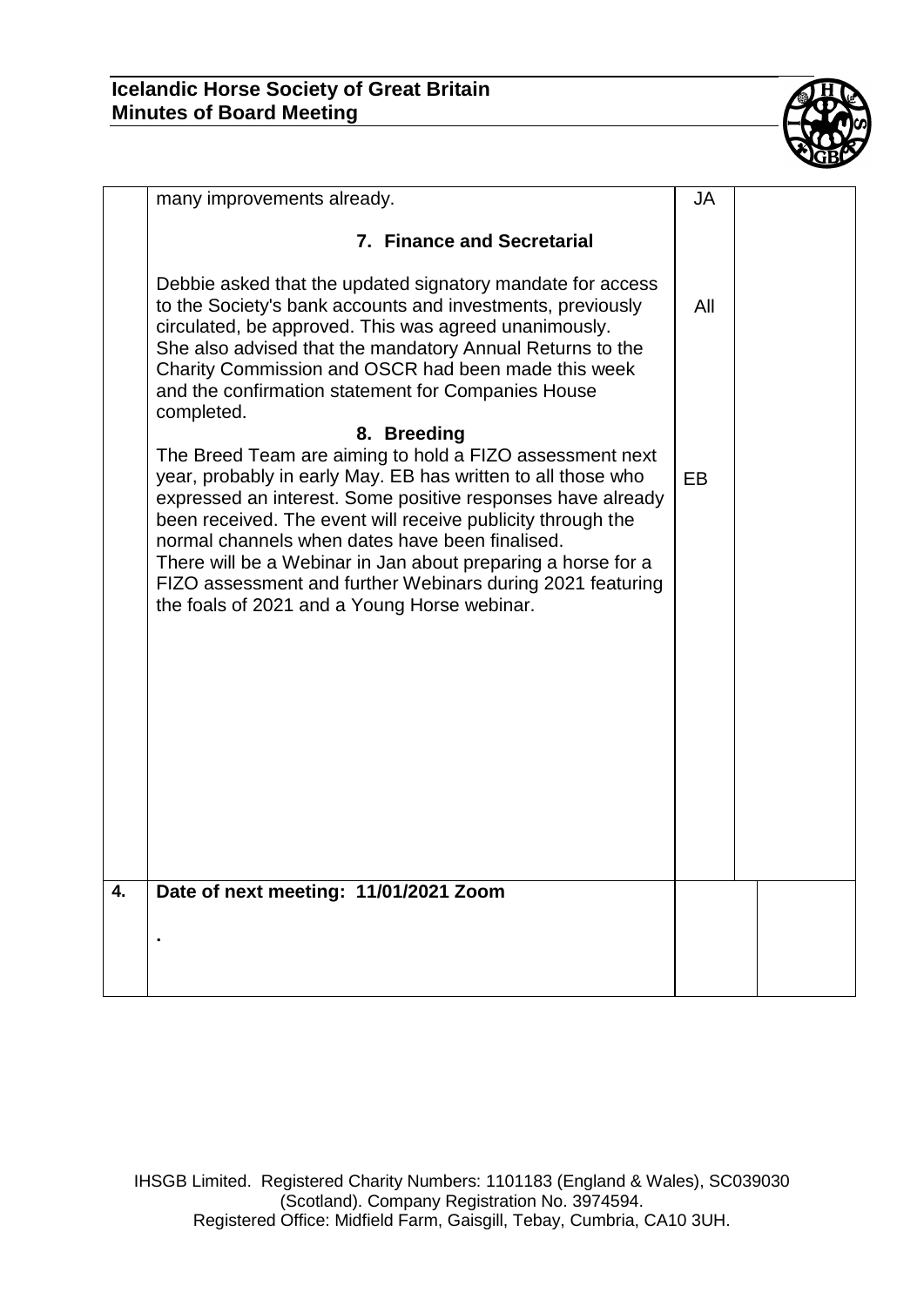| | | | |
|---|---|---|---|
| | many improvements already. | JA | |
| | **7. Finance and Secretarial** <br><br> Debbie asked that the updated signatory mandate for access to the Society's bank accounts and investments, previously circulated, be approved. This was agreed unanimously. She also advised that the mandatory Annual Returns to the Charity Commission and OSCR had been made this week and the confirmation statement for Companies House completed. | All | |
| | **8. Breeding** <br> The Breed Team are aiming to hold a FIZO assessment next year, probably in early May. EB has written to all those who expressed an interest. Some positive responses have already been received. The event will receive publicity through the normal channels when dates have been finalised. <br> There will be a Webinar in Jan about preparing a horse for a FIZO assessment and further Webinars during 2021 featuring the foals of 2021 and a Young Horse webinar. | EB | |
| **4.** | **Date of next meeting: 11/01/2021 Zoom** <br><br> **.** | | |

IHSGB Limited. Registered Charity Numbers: 1101183 (England & Wales), SC039030 (Scotland). Company Registration No. 3974594.
Registered Office: Midfield Farm, Gaisgill, Tebay, Cumbria, CA10 3UH.